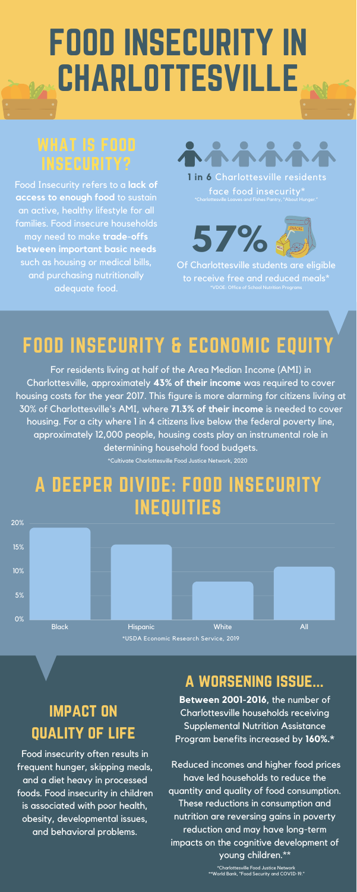# FOOD INSECURITY IN CHARLOTTESVILLE

## WHAT IS FOOD INSECURITY?

Food Insecurity refers to a **lack of access to enough food** to sustain an active, healthy lifestyle for all families. Food insecure households may need to make **trade-offs between important basic needs** such as housing or medical bills, and purchasing nutritionally adequate food.

**1 in 6** Charlottesville residents face food insecurity*

*Charlottesville Loaves and Fishes Pantry, "About Hunger."

**57%**

Of Charlottesville students are eligible to receive free and reduced meals*

*VDOE: Office of School Nutrition Programs

## FOOD INSECURITY & ECONOMIC EQUITY

For residents living at half of the Area Median Income (AMI) in Charlottesville, approximately **43% of their income** was required to cover housing costs for the year 2017. This figure is more alarming for citizens living at 30% of Charlottesville's AMI, where **71.3% of their income** is needed to cover housing. For a city where 1 in 4 citizens live below the federal poverty line, approximately 12,000 people, housing costs play an instrumental role in determining household food budgets.

*Cultivate Charlottesville Food Justice Network, 2020

## A DEEPER DIVIDE: FOOD INSECURITY INEQUITIES

Bar chart (y-axis 0%–20%): Black, Hispanic, White, All

*USDA Economic Research Service, 2019

## IMPACT ON QUALITY OF LIFE

Food insecurity often results in frequent hunger, skipping meals, and a diet heavy in processed foods. Food insecurity in children is associated with poor health, obesity, developmental issues, and behavioral problems.

## A WORSENING ISSUE...

**Between 2001-2016**, the number of Charlottesville households receiving Supplemental Nutrition Assistance Program benefits increased by **160%.***

Reduced incomes and higher food prices have led households to reduce the quantity and quality of food consumption. These reductions in consumption and nutrition are reversing gains in poverty reduction and may have long-term impacts on the cognitive development of young children.**

*Charlottesville Food Justice Network
**World Bank, "Food Security and COVID-19."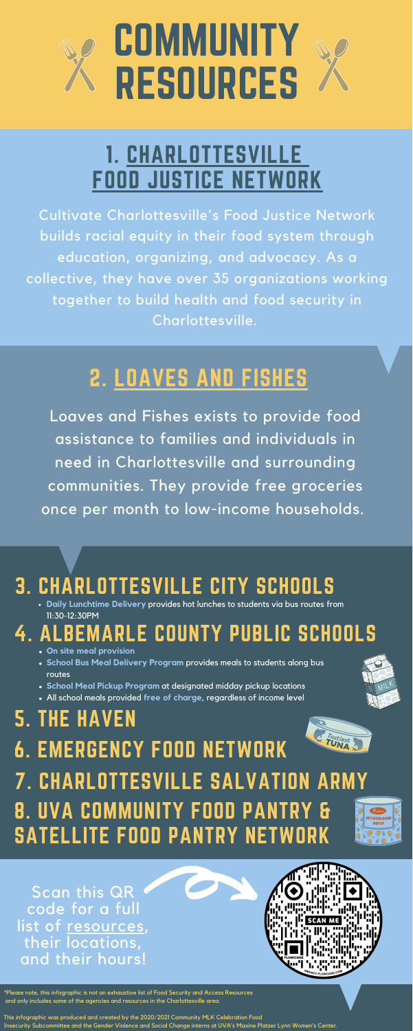# COMMUNITY RESOURCES

## 1. CHARLOTTESVILLE FOOD JUSTICE NETWORK

Cultivate Charlottesville's Food Justice Network builds racial equity in their food system through education, organizing, and advocacy. As a collective, they have over 35 organizations working together to build health and food security in Charlottesville.

## 2. LOAVES AND FISHES

Loaves and Fishes exists to provide food assistance to families and individuals in need in Charlottesville and surrounding communities. They provide free groceries once per month to low-income households.

## 3. CHARLOTTESVILLE CITY SCHOOLS

- **Daily Lunchtime Delivery** provides hot lunches to students via bus routes from 11:30-12:30PM

## 4. ALBEMARLE COUNTY PUBLIC SCHOOLS

- **On site meal provision**
- **School Bus Meal Delivery Program** provides meals to students along bus routes
- **School Meal Pickup Program** at designated midday pickup locations
- All school meals provided **free of charge**, regardless of income level

## 5. THE HAVEN

## 6. EMERGENCY FOOD NETWORK

## 7. CHARLOTTESVILLE SALVATION ARMY

## 8. UVA COMMUNITY FOOD PANTRY & SATELLITE FOOD PANTRY NETWORK

Scan this QR code for a full list of resources, their locations, and their hours!

*Please note, this infographic is not an exhaustive list of Food Security and Access Resources and only includes some of the agencies and resources in the Charlottesville area.

This infographic was produced and created by the 2020/2021 Community MLK Celebration Food Insecurity Subcommittee and the Gender Violence and Social Change interns at UVA's Maxine Platzer Lynn Women's Center.